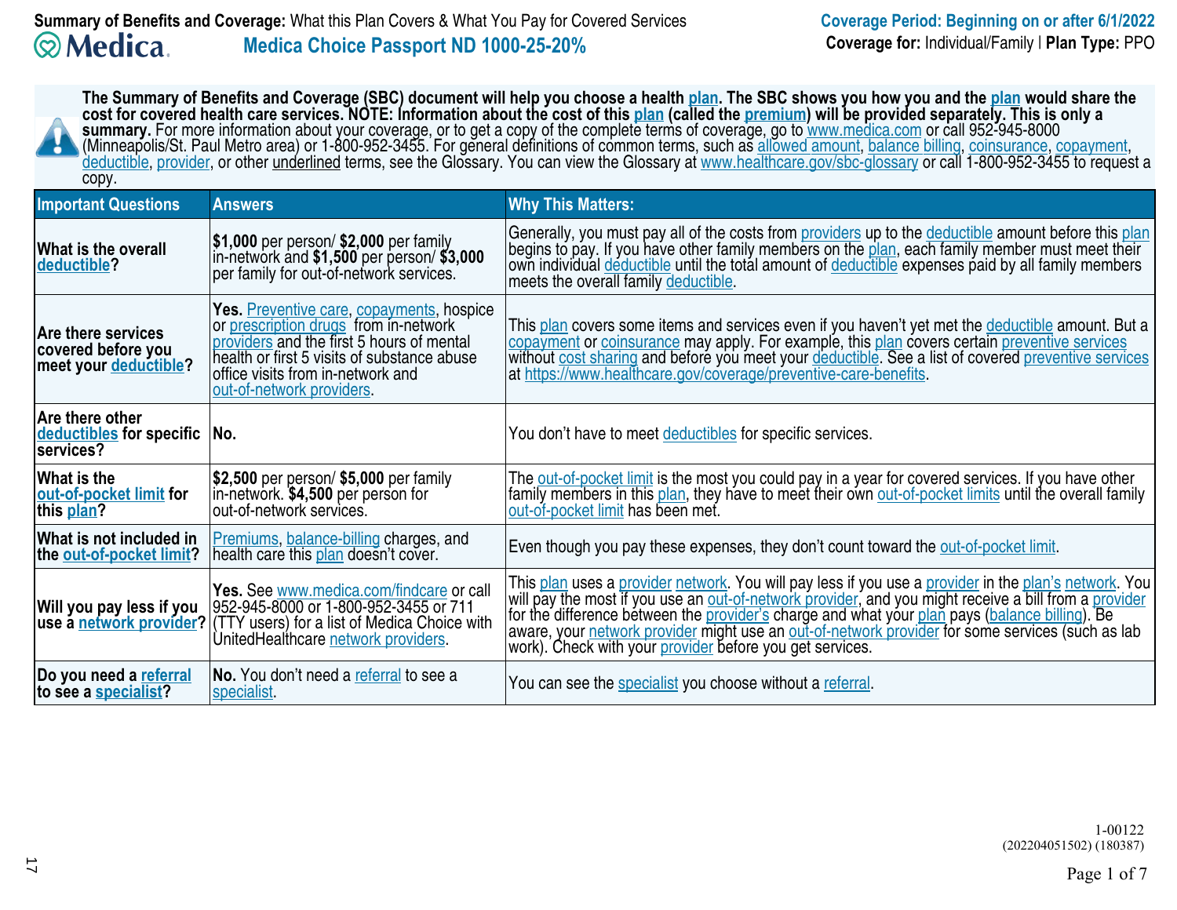**Summary of Benefits and Coverage:** What this Plan Covers & What You Pay for Covered Services

**Coverage Period: Beginning on or after 6/1/2022**

Medica

**Medica Choice Passport ND 1000-25-20%**

**Coverage for:** Individual/Family | **Plan Type:** PPO

**The Summary of Benefits and Coverage (SBC) document will help you choose a health plan. The SBC shows you how you and the plan would share the cost for covered health care services. NOTE: Information about the cost of this plan (called the premium) will be provided separately. This is only a summary.** For more information about your coverage, or to get a copy of the complete terms of coverage, go to www.medica.com or call 952-945-8000 (Minneapolis/St. Paul Metro area) or 1-800-952-3455. For general definitions of common terms, such as allowed amount, balance billing, coinsurance, copayment, deductible, provider, or other underlined terms, see the Glossary. You can view the Glossary at www.healthcare.gov/sbc-glossary or call 1-800-952-3455 to request a copy.

| Important Questions | Answers | Why This Matters: |
|---|---|---|
| **What is the overall deductible?** | **$1,000** per person/ **$2,000** per family in-network and **$1,500** per person/ **$3,000** per family for out-of-network services. | Generally, you must pay all of the costs from providers up to the deductible amount before this plan begins to pay. If you have other family members on the plan, each family member must meet their own individual deductible until the total amount of deductible expenses paid by all family members meets the overall family deductible. |
| **Are there services covered before you meet your deductible?** | **Yes.** Preventive care, copayments, hospice or prescription drugs from in-network providers and the first 5 hours of mental health or first 5 visits of substance abuse office visits from in-network and out-of-network providers. | This plan covers some items and services even if you haven't yet met the deductible amount. But a copayment or coinsurance may apply. For example, this plan covers certain preventive services without cost sharing and before you meet your deductible. See a list of covered preventive services at https://www.healthcare.gov/coverage/preventive-care-benefits. |
| **Are there other deductibles for specific services?** | **No.** | You don't have to meet deductibles for specific services. |
| **What is the out-of-pocket limit for this plan?** | **$2,500** per person/ **$5,000** per family in-network. **$4,500** per person for out-of-network services. | The out-of-pocket limit is the most you could pay in a year for covered services. If you have other family members in this plan, they have to meet their own out-of-pocket limits until the overall family out-of-pocket limit has been met. |
| **What is not included in the out-of-pocket limit?** | Premiums, balance-billing charges, and health care this plan doesn't cover. | Even though you pay these expenses, they don't count toward the out-of-pocket limit. |
| **Will you pay less if you use a network provider?** | **Yes.** See www.medica.com/findcare or call 952-945-8000 or 1-800-952-3455 or 711 (TTY users) for a list of Medica Choice with UnitedHealthcare network providers. | This plan uses a provider network. You will pay less if you use a provider in the plan's network. You will pay the most if you use an out-of-network provider, and you might receive a bill from a provider for the difference between the provider's charge and what your plan pays (balance billing). Be aware, your network provider might use an out-of-network provider for some services (such as lab work). Check with your provider before you get services. |
| **Do you need a referral to see a specialist?** | **No.** You don't need a referral to see a specialist. | You can see the specialist you choose without a referral. |

1-00122
(202204051502) (180387)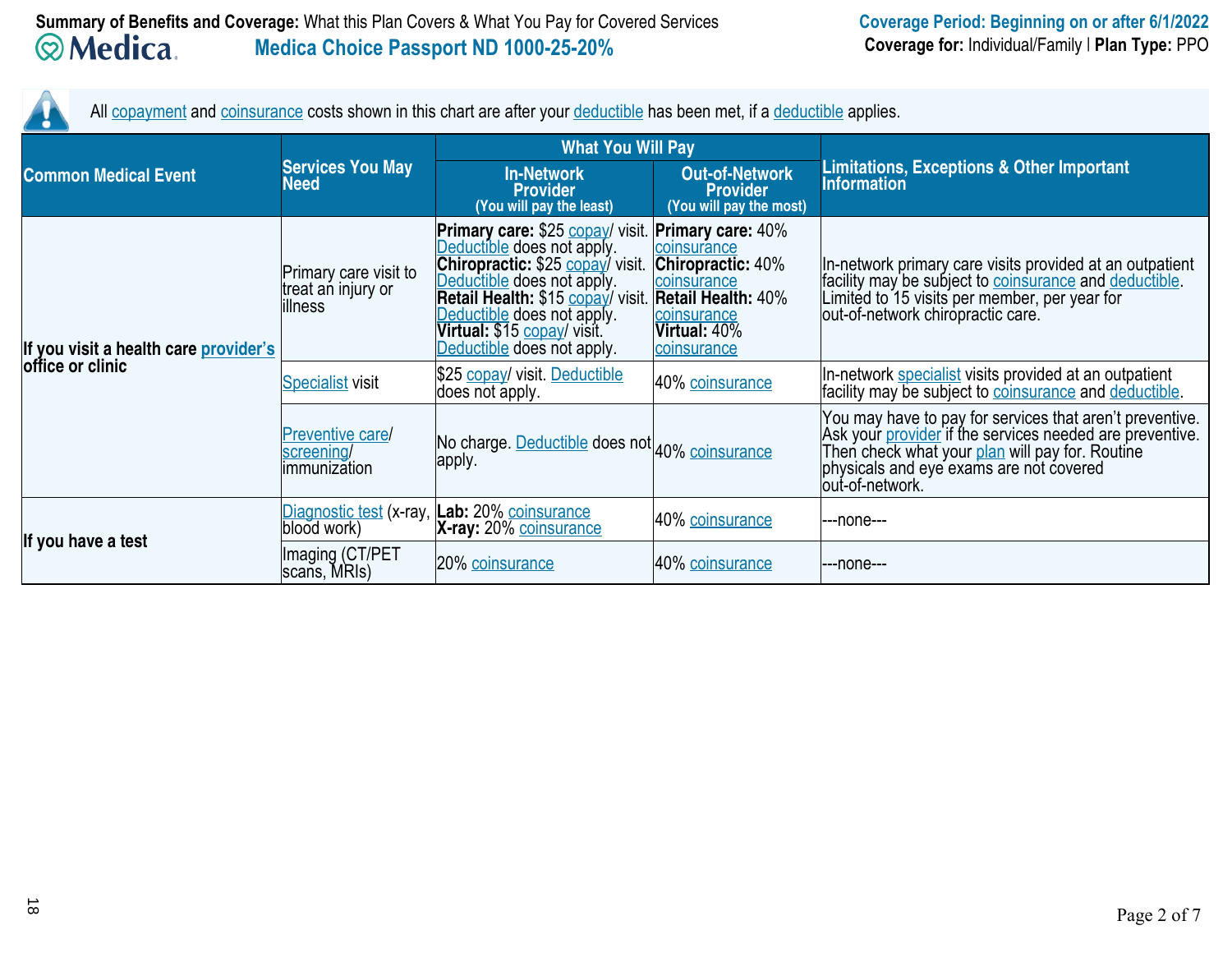**Summary of Benefits and Coverage:** What this Plan Covers & What You Pay for Covered Services

**Medica Choice Passport ND 1000-25-20%**

**Coverage Period: Beginning on or after 6/1/2022**

**Coverage for:** Individual/Family | **Plan Type:** PPO

All copayment and coinsurance costs shown in this chart are after your deductible has been met, if a deductible applies.

| Common Medical Event | Services You May Need | What You Will Pay | | Limitations, Exceptions & Other Important Information |
|---|---|---|---|---|
| | | **In-Network Provider (You will pay the least)** | **Out-of-Network Provider (You will pay the most)** | |
| **If you visit a health care provider's office or clinic** | Primary care visit to treat an injury or illness | **Primary care:** $25 copay/ visit. Deductible does not apply. **Chiropractic:** $25 copay/ visit. Deductible does not apply. **Retail Health:** $15 copay/ visit. Deductible does not apply. **Virtual:** $15 copay/ visit. Deductible does not apply. | **Primary care:** 40% coinsurance **Chiropractic:** 40% coinsurance **Retail Health:** 40% coinsurance **Virtual:** 40% coinsurance | In-network primary care visits provided at an outpatient facility may be subject to coinsurance and deductible. Limited to 15 visits per member, per year for out-of-network chiropractic care. |
| | Specialist visit | $25 copay/ visit. Deductible does not apply. | 40% coinsurance | In-network specialist visits provided at an outpatient facility may be subject to coinsurance and deductible. |
| | Preventive care/ screening/ immunization | No charge. Deductible does not apply. | 40% coinsurance | You may have to pay for services that aren't preventive. Ask your provider if the services needed are preventive. Then check what your plan will pay for. Routine physicals and eye exams are not covered out-of-network. |
| **If you have a test** | Diagnostic test (x-ray, blood work) | **Lab:** 20% coinsurance **X-ray:** 20% coinsurance | 40% coinsurance | ---none--- |
| | Imaging (CT/PET scans, MRIs) | 20% coinsurance | 40% coinsurance | ---none--- |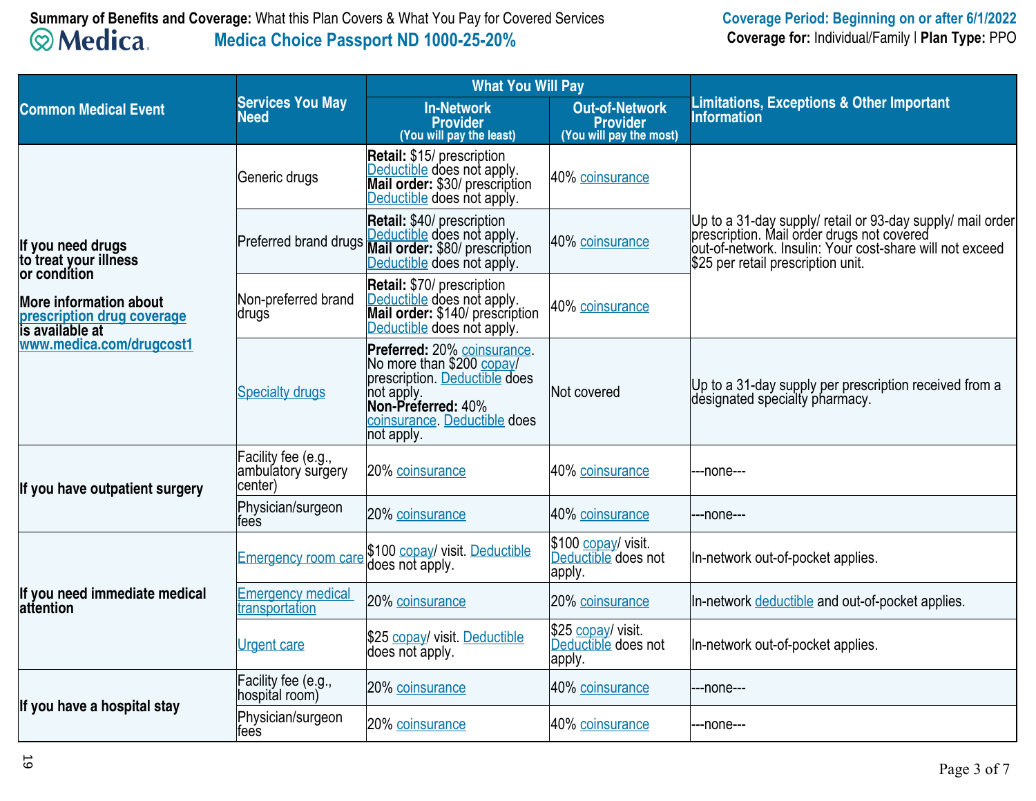**Summary of Benefits and Coverage:** What this Plan Covers & What You Pay for Covered Services

**Medica Choice Passport ND 1000-25-20%**

**Coverage Period: Beginning on or after 6/1/2022**

**Coverage for:** Individual/Family | **Plan Type:** PPO

| Common Medical Event | Services You May Need | What You Will Pay | | Limitations, Exceptions & Other Important Information |
|---|---|---|---|---|
| | | **In-Network Provider** (You will pay the least) | **Out-of-Network Provider** (You will pay the most) | |
| **If you need drugs to treat your illness or condition** **More information about prescription drug coverage is available at www.medica.com/drugcost1** | Generic drugs | **Retail:** $15/ prescription Deductible does not apply. **Mail order:** $30/ prescription Deductible does not apply. | 40% coinsurance | Up to a 31-day supply/ retail or 93-day supply/ mail order prescription. Mail order drugs not covered out-of-network. Insulin: Your cost-share will not exceed $25 per retail prescription unit. |
| | Preferred brand drugs | **Retail:** $40/ prescription Deductible does not apply. **Mail order:** $80/ prescription Deductible does not apply. | 40% coinsurance | |
| | Non-preferred brand drugs | **Retail:** $70/ prescription Deductible does not apply. **Mail order:** $140/ prescription Deductible does not apply. | 40% coinsurance | |
| | Specialty drugs | **Preferred:** 20% coinsurance. No more than $200 copay/ prescription. Deductible does not apply. **Non-Preferred:** 40% coinsurance. Deductible does not apply. | Not covered | Up to a 31-day supply per prescription received from a designated specialty pharmacy. |
| **If you have outpatient surgery** | Facility fee (e.g., ambulatory surgery center) | 20% coinsurance | 40% coinsurance | ---none--- |
| | Physician/surgeon fees | 20% coinsurance | 40% coinsurance | ---none--- |
| **If you need immediate medical attention** | Emergency room care | $100 copay/ visit. Deductible does not apply. | $100 copay/ visit. Deductible does not apply. | In-network out-of-pocket applies. |
| | Emergency medical transportation | 20% coinsurance | 20% coinsurance | In-network deductible and out-of-pocket applies. |
| | Urgent care | $25 copay/ visit. Deductible does not apply. | $25 copay/ visit. Deductible does not apply. | In-network out-of-pocket applies. |
| **If you have a hospital stay** | Facility fee (e.g., hospital room) | 20% coinsurance | 40% coinsurance | ---none--- |
| | Physician/surgeon fees | 20% coinsurance | 40% coinsurance | ---none--- |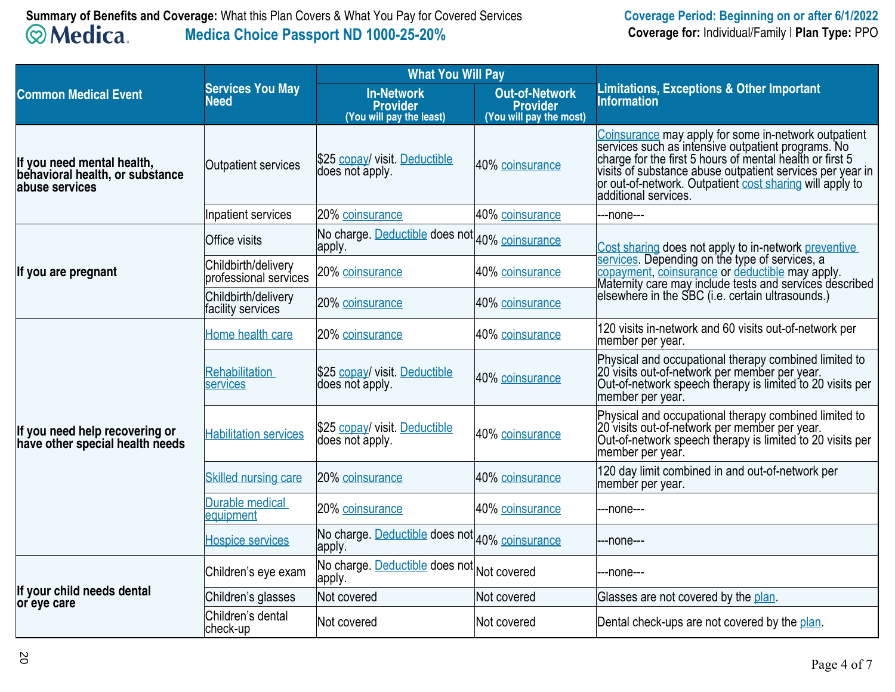**Summary of Benefits and Coverage:** What this Plan Covers & What You Pay for Covered Services

**Medica Choice Passport ND 1000-25-20%**

**Coverage Period: Beginning on or after 6/1/2022**
**Coverage for:** Individual/Family | **Plan Type:** PPO

| Common Medical Event | Services You May Need | What You Will Pay | | Limitations, Exceptions & Other Important Information |
|---|---|---|---|---|
| | | In-Network Provider (You will pay the least) | Out-of-Network Provider (You will pay the most) | |
| **If you need mental health, behavioral health, or substance abuse services** | Outpatient services | $25 copay/ visit. Deductible does not apply. | 40% coinsurance | Coinsurance may apply for some in-network outpatient services such as intensive outpatient programs. No charge for the first 5 hours of mental health or first 5 visits of substance abuse outpatient services per year in or out-of-network. Outpatient cost sharing will apply to additional services. |
| | Inpatient services | 20% coinsurance | 40% coinsurance | ---none--- |
| **If you are pregnant** | Office visits | No charge. Deductible does not apply. | 40% coinsurance | Cost sharing does not apply to in-network preventive services. Depending on the type of services, a copayment, coinsurance or deductible may apply. Maternity care may include tests and services described elsewhere in the SBC (i.e. certain ultrasounds.) |
| | Childbirth/delivery professional services | 20% coinsurance | 40% coinsurance | |
| | Childbirth/delivery facility services | 20% coinsurance | 40% coinsurance | |
| **If you need help recovering or have other special health needs** | Home health care | 20% coinsurance | 40% coinsurance | 120 visits in-network and 60 visits out-of-network per member per year. |
| | Rehabilitation services | $25 copay/ visit. Deductible does not apply. | 40% coinsurance | Physical and occupational therapy combined limited to 20 visits out-of-network per member per year. Out-of-network speech therapy is limited to 20 visits per member per year. |
| | Habilitation services | $25 copay/ visit. Deductible does not apply. | 40% coinsurance | Physical and occupational therapy combined limited to 20 visits out-of-network per member per year. Out-of-network speech therapy is limited to 20 visits per member per year. |
| | Skilled nursing care | 20% coinsurance | 40% coinsurance | 120 day limit combined in and out-of-network per member per year. |
| | Durable medical equipment | 20% coinsurance | 40% coinsurance | ---none--- |
| | Hospice services | No charge. Deductible does not apply. | 40% coinsurance | ---none--- |
| **If your child needs dental or eye care** | Children's eye exam | No charge. Deductible does not apply. | Not covered | ---none--- |
| | Children's glasses | Not covered | Not covered | Glasses are not covered by the plan. |
| | Children's dental check-up | Not covered | Not covered | Dental check-ups are not covered by the plan. |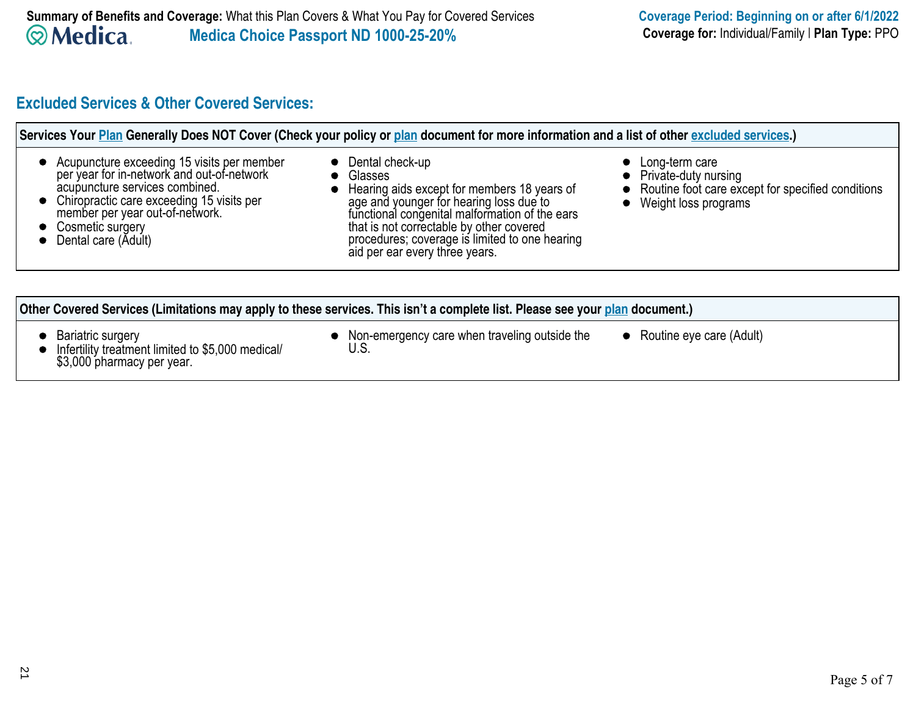## Excluded Services & Other Covered Services:

**Services Your Plan Generally Does NOT Cover (Check your policy or plan document for more information and a list of other excluded services.)**

- Acupuncture exceeding 15 visits per member per year for in-network and out-of-network acupuncture services combined.
- Chiropractic care exceeding 15 visits per member per year out-of-network.
- Cosmetic surgery
- Dental care (Adult)
- Dental check-up
- Glasses
- Hearing aids except for members 18 years of age and younger for hearing loss due to functional congenital malformation of the ears that is not correctable by other covered procedures; coverage is limited to one hearing aid per ear every three years.
- Long-term care
- Private-duty nursing
- Routine foot care except for specified conditions
- Weight loss programs

**Other Covered Services (Limitations may apply to these services. This isn't a complete list. Please see your plan document.)**

- Bariatric surgery
- Infertility treatment limited to $5,000 medical/ $3,000 pharmacy per year.
- Non-emergency care when traveling outside the U.S.
- Routine eye care (Adult)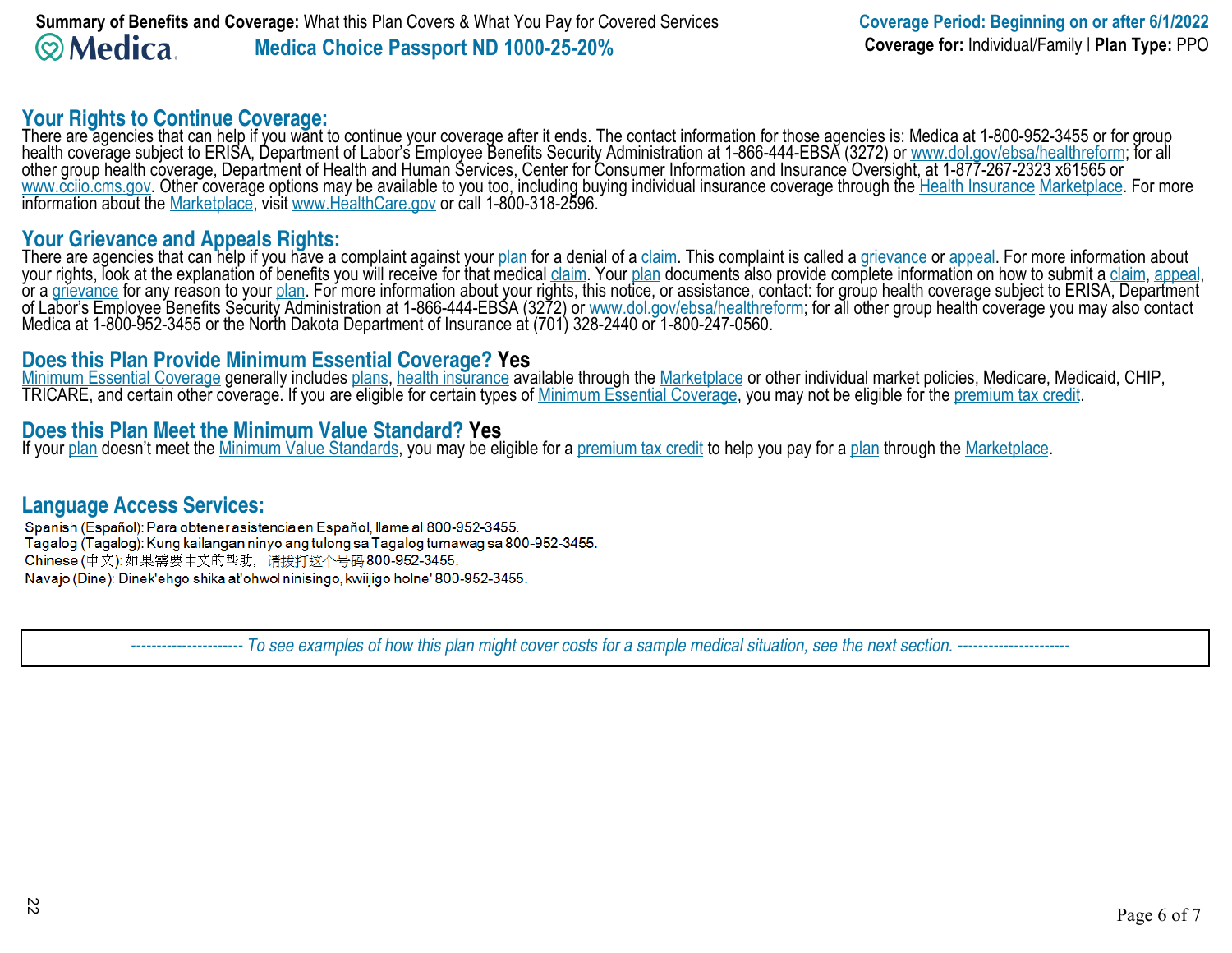## Your Rights to Continue Coverage:

There are agencies that can help if you want to continue your coverage after it ends. The contact information for those agencies is: Medica at 1-800-952-3455 or for group health coverage subject to ERISA, Department of Labor's Employee Benefits Security Administration at 1-866-444-EBSA (3272) or www.dol.gov/ebsa/healthreform; for all other group health coverage, Department of Health and Human Services, Center for Consumer Information and Insurance Oversight, at 1-877-267-2323 x61565 or www.cciio.cms.gov. Other coverage options may be available to you too, including buying individual insurance coverage through the Health Insurance Marketplace. For more information about the Marketplace, visit www.HealthCare.gov or call 1-800-318-2596.

## Your Grievance and Appeals Rights:

There are agencies that can help if you have a complaint against your plan for a denial of a claim. This complaint is called a grievance or appeal. For more information about your rights, look at the explanation of benefits you will receive for that medical claim. Your plan documents also provide complete information on how to submit a claim, appeal, or a grievance for any reason to your plan. For more information about your rights, this notice, or assistance, contact: for group health coverage subject to ERISA, Department of Labor's Employee Benefits Security Administration at 1-866-444-EBSA (3272) or www.dol.gov/ebsa/healthreform; for all other group health coverage you may also contact Medica at 1-800-952-3455 or the North Dakota Department of Insurance at (701) 328-2440 or 1-800-247-0560.

## Does this Plan Provide Minimum Essential Coverage? Yes

Minimum Essential Coverage generally includes plans, health insurance available through the Marketplace or other individual market policies, Medicare, Medicaid, CHIP, TRICARE, and certain other coverage. If you are eligible for certain types of Minimum Essential Coverage, you may not be eligible for the premium tax credit.

## Does this Plan Meet the Minimum Value Standard? Yes

If your plan doesn't meet the Minimum Value Standards, you may be eligible for a premium tax credit to help you pay for a plan through the Marketplace.

## Language Access Services:

Spanish (Español): Para obtener asistencia en Español, llame al 800-952-3455.
Tagalog (Tagalog): Kung kailangan ninyo ang tulong sa Tagalog tumawag sa 800-952-3455.
Chinese (中文): 如果需要中文的帮助，请拨打这个号码 800-952-3455.
Navajo (Dine): Dinek'ehgo shika at'ohwol ninisingo, kwiijigo holne' 800-952-3455.

*--------------------- To see examples of how this plan might cover costs for a sample medical situation, see the next section. ---------------------*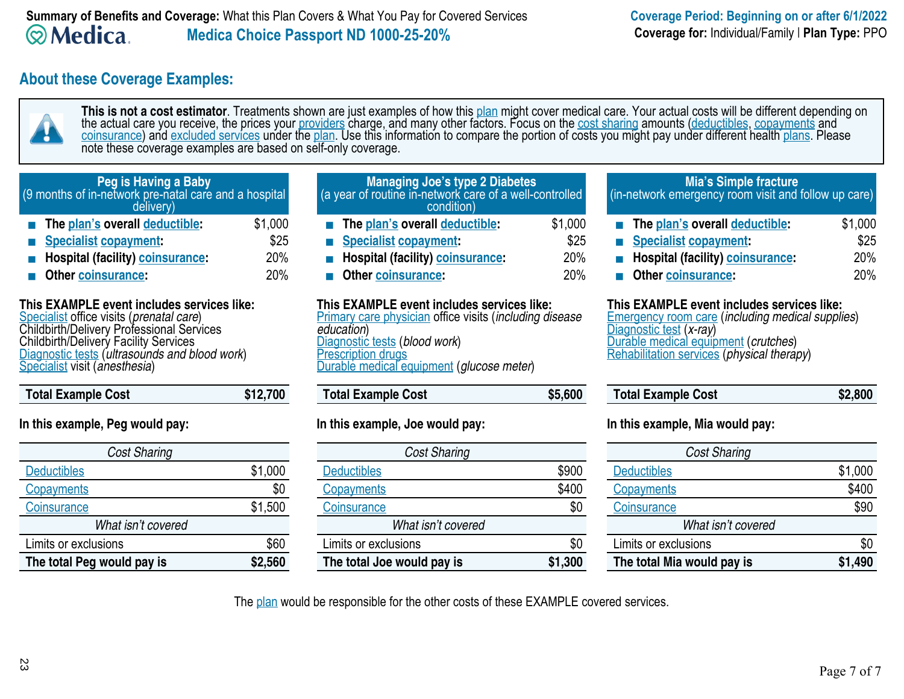**Summary of Benefits and Coverage:** What this Plan Covers & What You Pay for Covered Services

**Medica Choice Passport ND 1000-25-20%**

**Coverage Period: Beginning on or after 6/1/2022**
**Coverage for:** Individual/Family | **Plan Type:** PPO

## About these Coverage Examples:

**This is not a cost estimator**. Treatments shown are just examples of how this plan might cover medical care. Your actual costs will be different depending on the actual care you receive, the prices your providers charge, and many other factors. Focus on the cost sharing amounts (deductibles, copayments and coinsurance) and excluded services under the plan. Use this information to compare the portion of costs you might pay under different health plans. Please note these coverage examples are based on self-only coverage.

### Peg is Having a Baby
(9 months of in-network pre-natal care and a hospital delivery)

- **The plan's overall deductible:** $1,000
- **Specialist copayment:** $25
- **Hospital (facility) coinsurance:** 20%
- **Other coinsurance:** 20%

**This EXAMPLE event includes services like:**
Specialist office visits (*prenatal care*)
Childbirth/Delivery Professional Services
Childbirth/Delivery Facility Services
Diagnostic tests (*ultrasounds and blood work*)
Specialist visit (*anesthesia*)

| **Total Example Cost** | **$12,700** |
|---|---|

**In this example, Peg would pay:**

| *Cost Sharing* | |
|---|---|
| Deductibles | $1,000 |
| Copayments | $0 |
| Coinsurance | $1,500 |
| *What isn't covered* | |
| Limits or exclusions | $60 |
| **The total Peg would pay is** | **$2,560** |

### Managing Joe's type 2 Diabetes
(a year of routine in-network care of a well-controlled condition)

- **The plan's overall deductible:** $1,000
- **Specialist copayment:** $25
- **Hospital (facility) coinsurance:** 20%
- **Other coinsurance:** 20%

**This EXAMPLE event includes services like:**
Primary care physician office visits (*including disease education*)
Diagnostic tests (*blood work*)
Prescription drugs
Durable medical equipment (*glucose meter*)

| **Total Example Cost** | **$5,600** |
|---|---|

**In this example, Joe would pay:**

| *Cost Sharing* | |
|---|---|
| Deductibles | $900 |
| Copayments | $400 |
| Coinsurance | $0 |
| *What isn't covered* | |
| Limits or exclusions | $0 |
| **The total Joe would pay is** | **$1,300** |

### Mia's Simple fracture
(in-network emergency room visit and follow up care)

- **The plan's overall deductible:** $1,000
- **Specialist copayment:** $25
- **Hospital (facility) coinsurance:** 20%
- **Other coinsurance:** 20%

**This EXAMPLE event includes services like:**
Emergency room care (*including medical supplies*)
Diagnostic test (*x-ray*)
Durable medical equipment (*crutches*)
Rehabilitation services (*physical therapy*)

| **Total Example Cost** | **$2,800** |
|---|---|

**In this example, Mia would pay:**

| *Cost Sharing* | |
|---|---|
| Deductibles | $1,000 |
| Copayments | $400 |
| Coinsurance | $90 |
| *What isn't covered* | |
| Limits or exclusions | $0 |
| **The total Mia would pay is** | **$1,490** |

The plan would be responsible for the other costs of these EXAMPLE covered services.